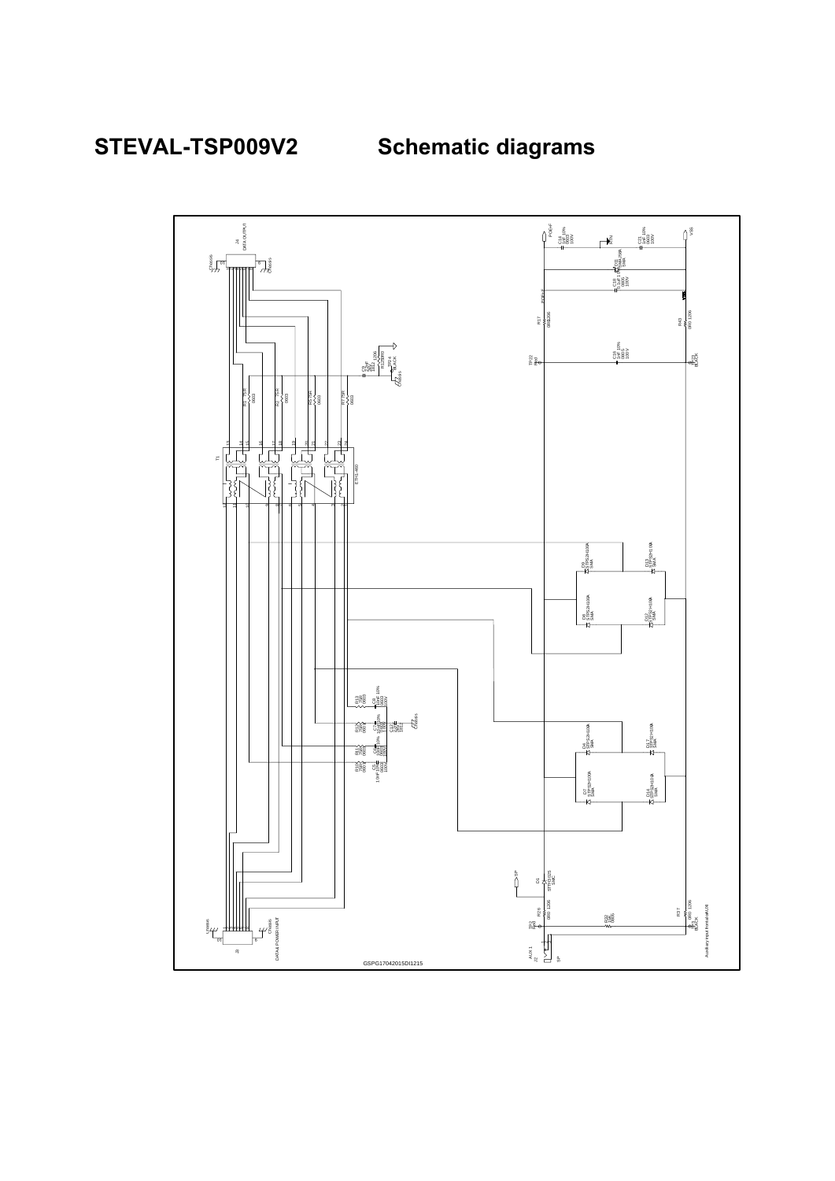# STEVAL-TSP009V2 Schematic diagrams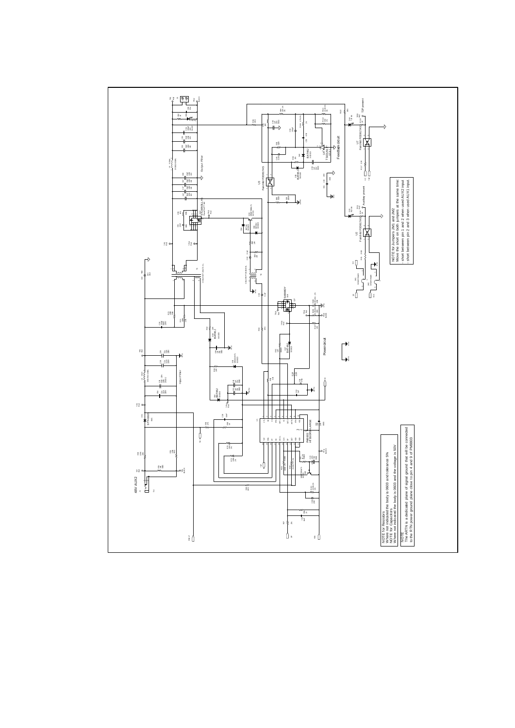48V AUX2

Input Filter

Output Filter

Power circuit

Feedback circuit

T2P present

Auxiliary present

PM8803

NOTE for Jumpers JM1 and JM2
Move the short on both jumpers at the same time:
- short between pin 1 and 2 when used AUX2 input
- short between pin 2 and 3 when used AUX1 input.

NOTE for Resistors
Where not indicated the body is 0603 and tolerance 5%
NOTE for Capacitors
Where not indicated the body is 0603 and the voltage is 50V

NOTE
The ARTN is a dedicated plane of signal ground that will be connected
to the RTN power ground plane close to pin 4 and 9 of PM8803